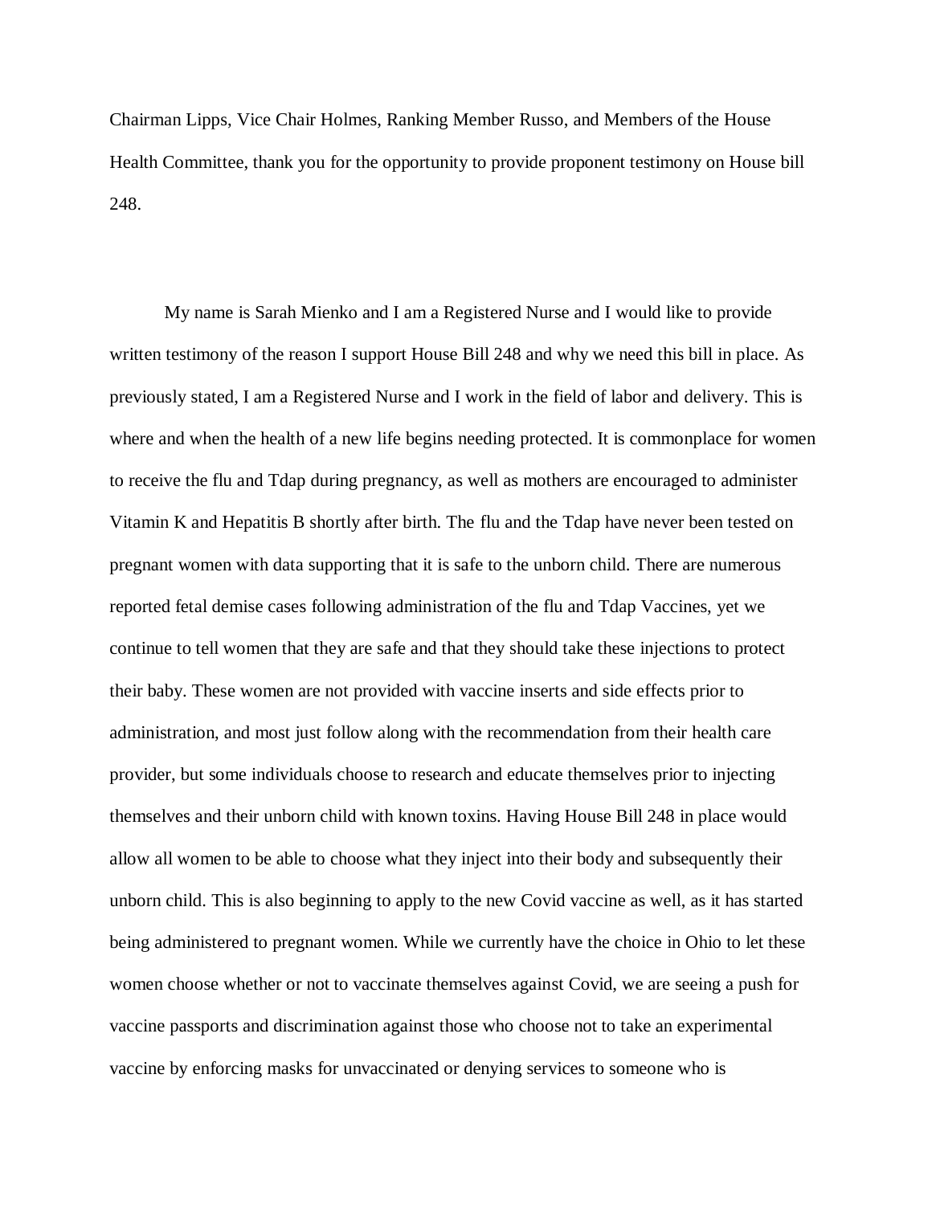Chairman Lipps, Vice Chair Holmes, Ranking Member Russo, and Members of the House Health Committee, thank you for the opportunity to provide proponent testimony on House bill 248.

My name is Sarah Mienko and I am a Registered Nurse and I would like to provide written testimony of the reason I support House Bill 248 and why we need this bill in place. As previously stated, I am a Registered Nurse and I work in the field of labor and delivery. This is where and when the health of a new life begins needing protected. It is commonplace for women to receive the flu and Tdap during pregnancy, as well as mothers are encouraged to administer Vitamin K and Hepatitis B shortly after birth. The flu and the Tdap have never been tested on pregnant women with data supporting that it is safe to the unborn child. There are numerous reported fetal demise cases following administration of the flu and Tdap Vaccines, yet we continue to tell women that they are safe and that they should take these injections to protect their baby. These women are not provided with vaccine inserts and side effects prior to administration, and most just follow along with the recommendation from their health care provider, but some individuals choose to research and educate themselves prior to injecting themselves and their unborn child with known toxins. Having House Bill 248 in place would allow all women to be able to choose what they inject into their body and subsequently their unborn child. This is also beginning to apply to the new Covid vaccine as well, as it has started being administered to pregnant women. While we currently have the choice in Ohio to let these women choose whether or not to vaccinate themselves against Covid, we are seeing a push for vaccine passports and discrimination against those who choose not to take an experimental vaccine by enforcing masks for unvaccinated or denying services to someone who is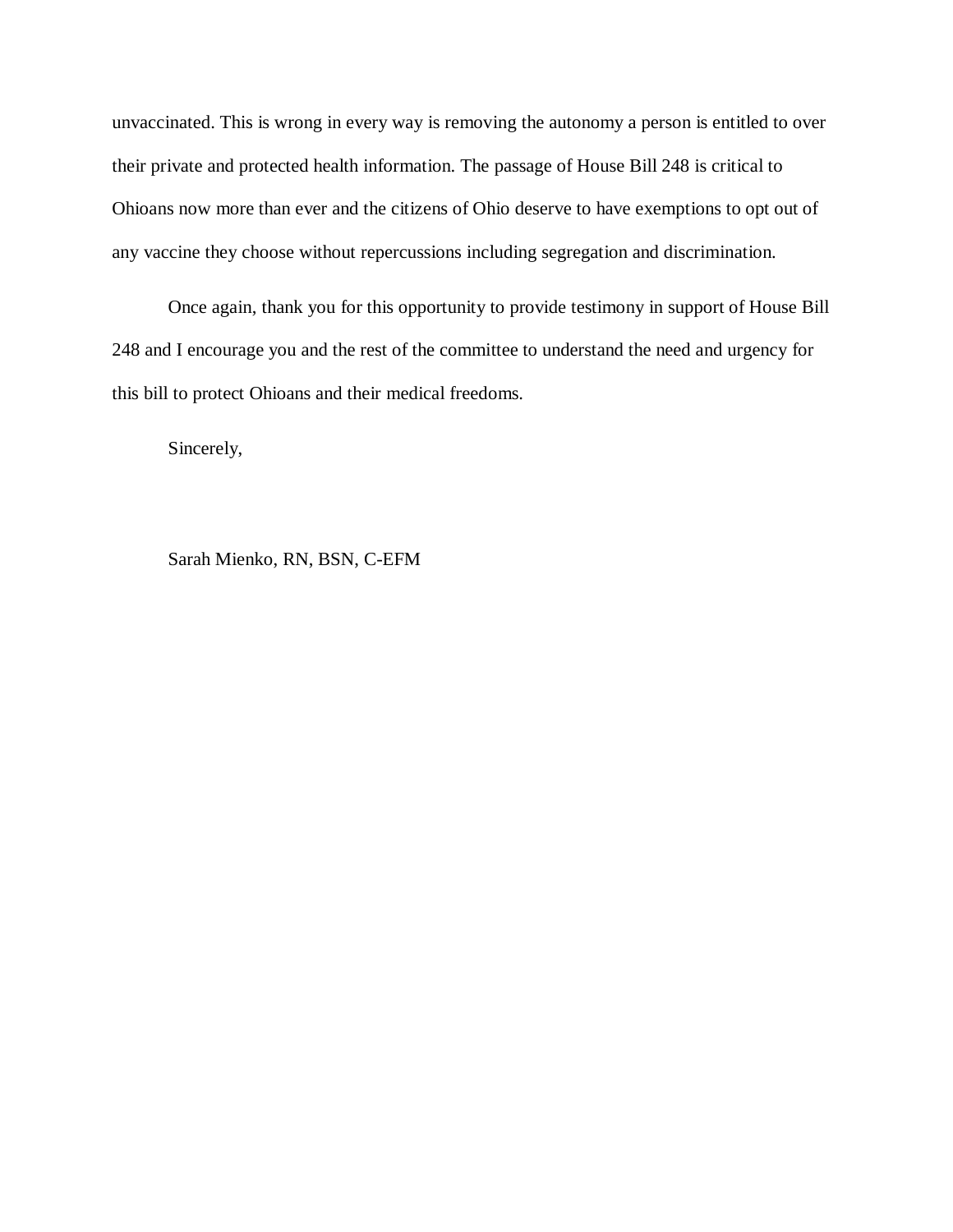unvaccinated. This is wrong in every way is removing the autonomy a person is entitled to over their private and protected health information. The passage of House Bill 248 is critical to Ohioans now more than ever and the citizens of Ohio deserve to have exemptions to opt out of any vaccine they choose without repercussions including segregation and discrimination.

Once again, thank you for this opportunity to provide testimony in support of House Bill 248 and I encourage you and the rest of the committee to understand the need and urgency for this bill to protect Ohioans and their medical freedoms.

Sincerely,

Sarah Mienko, RN, BSN, C-EFM